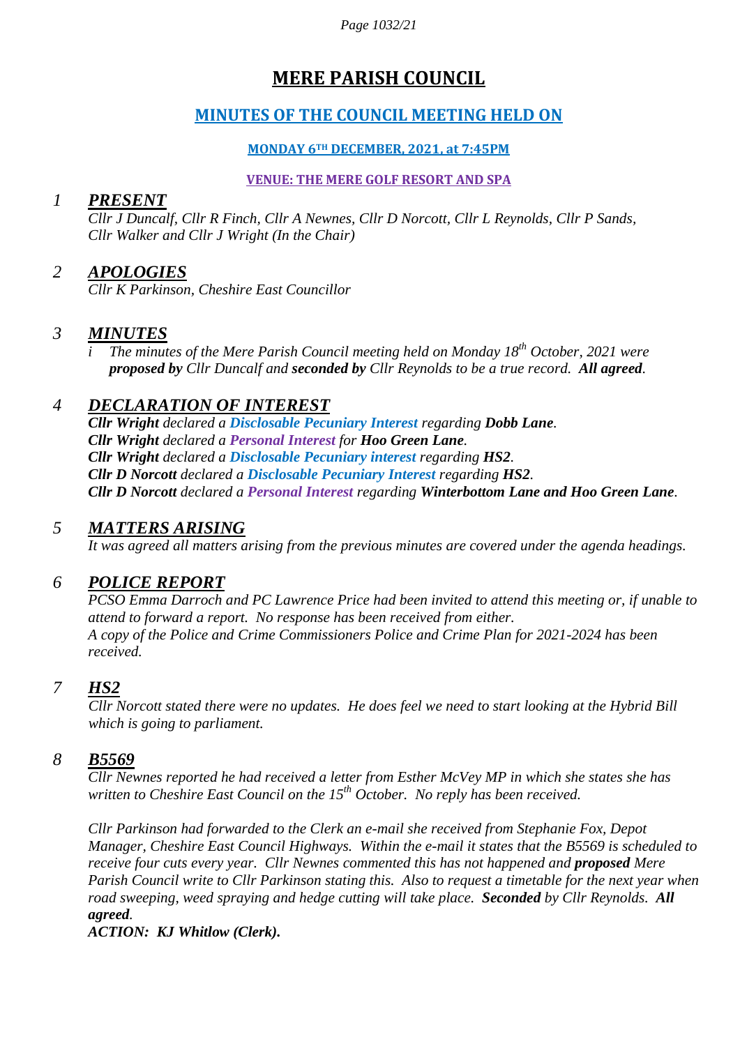# MERE PARISH COUNCIL

## MINUTES OF THE COUNCIL MEETING HELD ON

### MONDAY 6TH DECEMBER, 2021, at 7:45PM

### VENUE: THE MERE GOLF RESORT AND SPA

## 1 *PRESENT*

*Cllr J Duncalf, Cllr R Finch, Cllr A Newnes, Cllr D Norcott, Cllr L Reynolds, Cllr P Sands, Cllr Walker and Cllr J Wright (In the Chair)*

## 2 *APOLOGIES*

*Cllr K Parkinson, Cheshire East Councillor*

## 3 *MINUTES*

*i The minutes of the Mere Parish Council meeting held on Monday 18th October, 2021 were **proposed by** Cllr Duncalf and **seconded by** Cllr Reynolds to be a true record. **All agreed**.*

## 4 *DECLARATION OF INTEREST*

***Cllr Wright** declared a **Disclosable Pecuniary Interest** regarding **Dobb Lane**.*
***Cllr Wright** declared a **Personal Interest** for **Hoo Green Lane**.*
***Cllr Wright** declared a **Disclosable Pecuniary interest** regarding **HS2**.*
***Cllr D Norcott** declared a **Disclosable Pecuniary Interest** regarding **HS2**.*
***Cllr D Norcott** declared a **Personal Interest** regarding **Winterbottom Lane and Hoo Green Lane**.*

## 5 *MATTERS ARISING*

*It was agreed all matters arising from the previous minutes are covered under the agenda headings.*

## 6 *POLICE REPORT*

*PCSO Emma Darroch and PC Lawrence Price had been invited to attend this meeting or, if unable to attend to forward a report. No response has been received from either.*
*A copy of the Police and Crime Commissioners Police and Crime Plan for 2021-2024 has been received.*

## 7 *HS2*

*Cllr Norcott stated there were no updates. He does feel we need to start looking at the Hybrid Bill which is going to parliament.*

## 8 *B5569*

*Cllr Newnes reported he had received a letter from Esther McVey MP in which she states she has written to Cheshire East Council on the 15th October. No reply has been received.*

*Cllr Parkinson had forwarded to the Clerk an e-mail she received from Stephanie Fox, Depot Manager, Cheshire East Council Highways. Within the e-mail it states that the B5569 is scheduled to receive four cuts every year. Cllr Newnes commented this has not happened and **proposed** Mere Parish Council write to Cllr Parkinson stating this. Also to request a timetable for the next year when road sweeping, weed spraying and hedge cutting will take place. **Seconded** by Cllr Reynolds. **All agreed**.*

***ACTION: KJ Whitlow (Clerk).***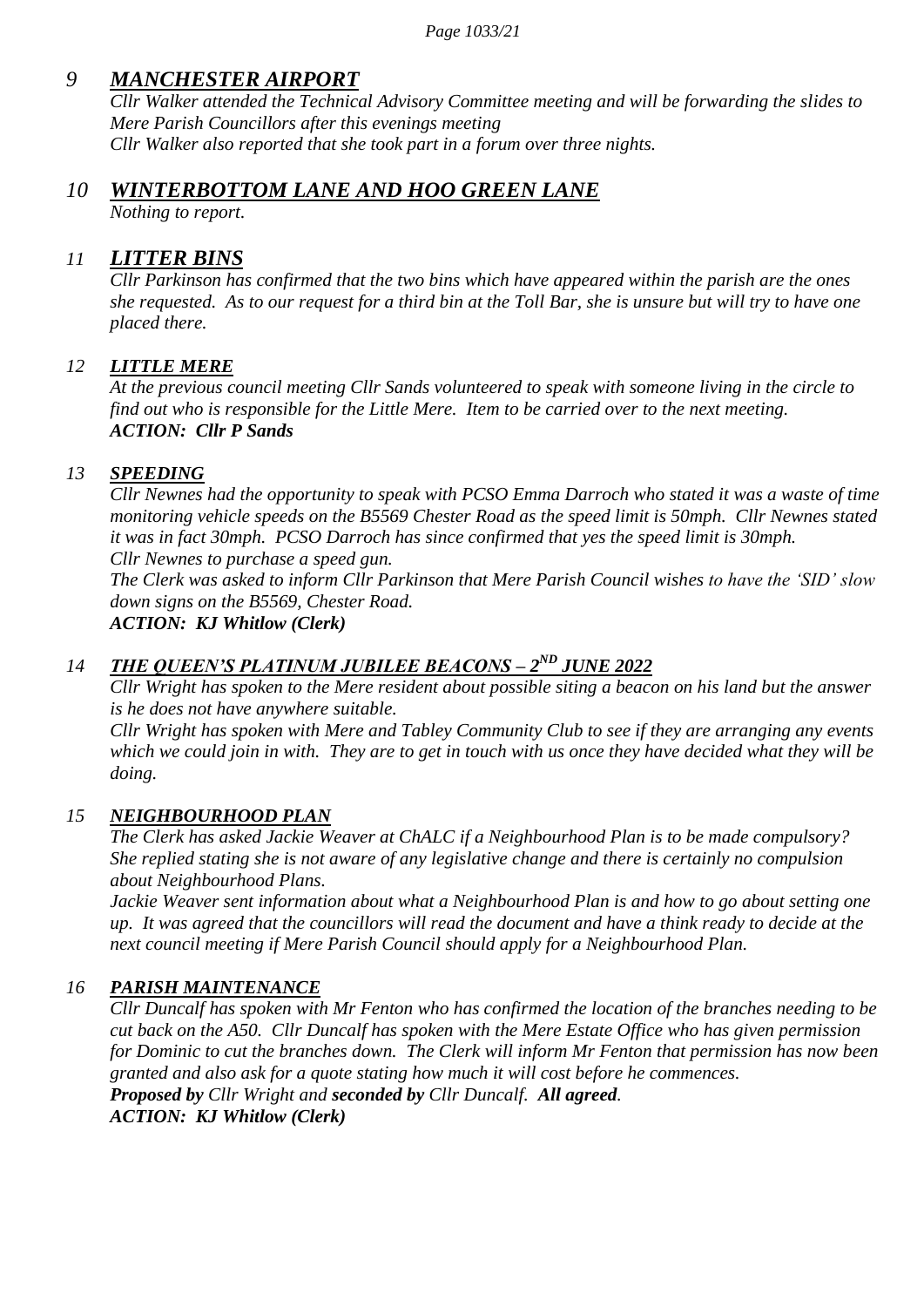## *9 MANCHESTER AIRPORT*

*Cllr Walker attended the Technical Advisory Committee meeting and will be forwarding the slides to Mere Parish Councillors after this evenings meeting*
*Cllr Walker also reported that she took part in a forum over three nights.*

## *10 WINTERBOTTOM LANE AND HOO GREEN LANE*

*Nothing to report.*

## *11 LITTER BINS*

*Cllr Parkinson has confirmed that the two bins which have appeared within the parish are the ones she requested. As to our request for a third bin at the Toll Bar, she is unsure but will try to have one placed there.*

### *12 LITTLE MERE*

*At the previous council meeting Cllr Sands volunteered to speak with someone living in the circle to find out who is responsible for the Little Mere. Item to be carried over to the next meeting.*
***ACTION: Cllr P Sands***

### *13 SPEEDING*

*Cllr Newnes had the opportunity to speak with PCSO Emma Darroch who stated it was a waste of time monitoring vehicle speeds on the B5569 Chester Road as the speed limit is 50mph. Cllr Newnes stated it was in fact 30mph. PCSO Darroch has since confirmed that yes the speed limit is 30mph.*
*Cllr Newnes to purchase a speed gun.*
*The Clerk was asked to inform Cllr Parkinson that Mere Parish Council wishes to have the 'SID' slow down signs on the B5569, Chester Road.*
***ACTION: KJ Whitlow (Clerk)***

### *14 THE QUEEN'S PLATINUM JUBILEE BEACONS – 2ND JUNE 2022*

*Cllr Wright has spoken to the Mere resident about possible siting a beacon on his land but the answer is he does not have anywhere suitable.*
*Cllr Wright has spoken with Mere and Tabley Community Club to see if they are arranging any events which we could join in with. They are to get in touch with us once they have decided what they will be doing.*

### *15 NEIGHBOURHOOD PLAN*

*The Clerk has asked Jackie Weaver at ChALC if a Neighbourhood Plan is to be made compulsory? She replied stating she is not aware of any legislative change and there is certainly no compulsion about Neighbourhood Plans.*
*Jackie Weaver sent information about what a Neighbourhood Plan is and how to go about setting one up. It was agreed that the councillors will read the document and have a think ready to decide at the next council meeting if Mere Parish Council should apply for a Neighbourhood Plan.*

### *16 PARISH MAINTENANCE*

*Cllr Duncalf has spoken with Mr Fenton who has confirmed the location of the branches needing to be cut back on the A50. Cllr Duncalf has spoken with the Mere Estate Office who has given permission for Dominic to cut the branches down. The Clerk will inform Mr Fenton that permission has now been granted and also ask for a quote stating how much it will cost before he commences.*
***Proposed by** Cllr Wright and **seconded by** Cllr Duncalf. **All agreed**.*
***ACTION: KJ Whitlow (Clerk)***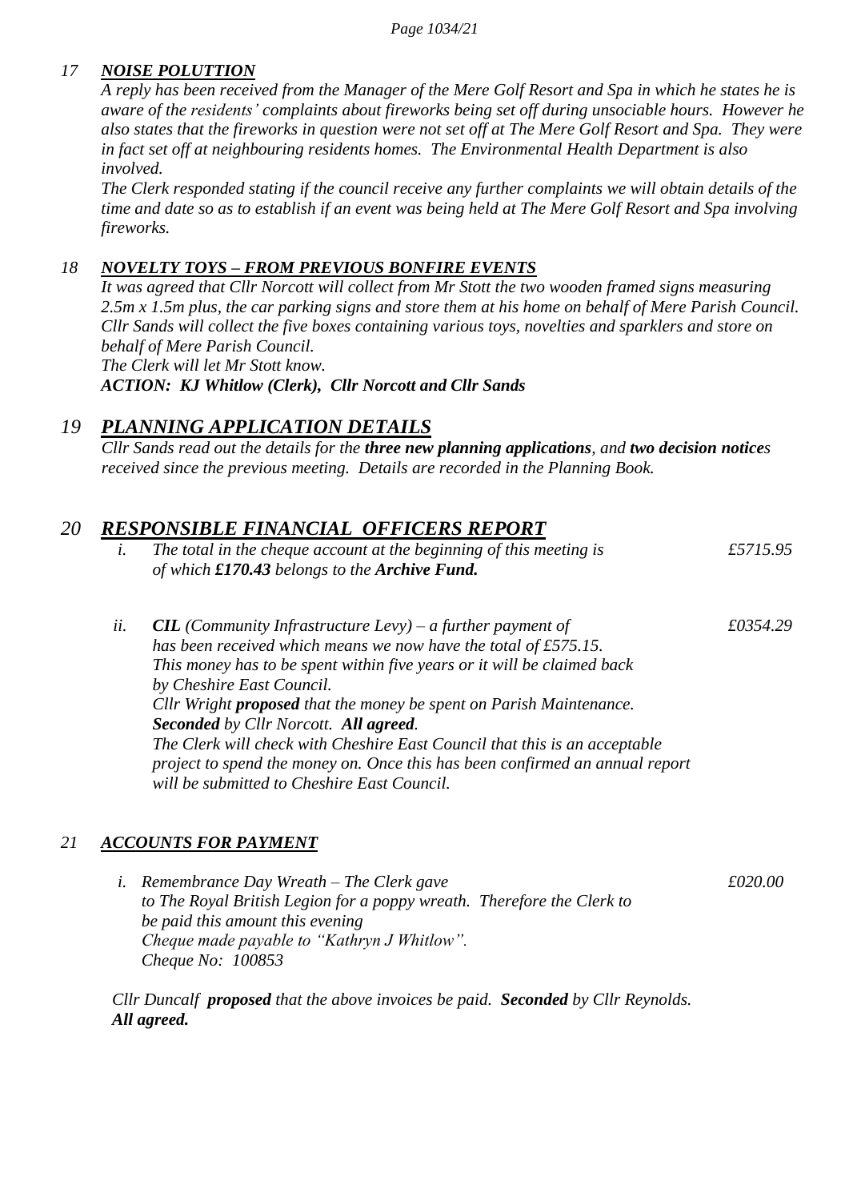## 17 *NOISE POLUTTION*

*A reply has been received from the Manager of the Mere Golf Resort and Spa in which he states he is aware of the residents' complaints about fireworks being set off during unsociable hours. However he also states that the fireworks in question were not set off at The Mere Golf Resort and Spa. They were in fact set off at neighbouring residents homes. The Environmental Health Department is also involved.*

*The Clerk responded stating if the council receive any further complaints we will obtain details of the time and date so as to establish if an event was being held at The Mere Golf Resort and Spa involving fireworks.*

## 18 *NOVELTY TOYS – FROM PREVIOUS BONFIRE EVENTS*

*It was agreed that Cllr Norcott will collect from Mr Stott the two wooden framed signs measuring 2.5m x 1.5m plus, the car parking signs and store them at his home on behalf of Mere Parish Council. Cllr Sands will collect the five boxes containing various toys, novelties and sparklers and store on behalf of Mere Parish Council.*

*The Clerk will let Mr Stott know.*

***ACTION: KJ Whitlow (Clerk), Cllr Norcott and Cllr Sands***

## 19 *PLANNING APPLICATION DETAILS*

*Cllr Sands read out the details for the **three new planning applications**, and **two decision notice**s received since the previous meeting. Details are recorded in the Planning Book.*

## 20 *RESPONSIBLE FINANCIAL OFFICERS REPORT*

*i. The total in the cheque account at the beginning of this meeting is of which **£170.43** belongs to the **Archive Fund.*** *£5715.95*

*ii. **CIL** (Community Infrastructure Levy) – a further payment of has been received which means we now have the total of £575.15.* *£0354.29*
*This money has to be spent within five years or it will be claimed back by Cheshire East Council.*
*Cllr Wright **proposed** that the money be spent on Parish Maintenance.*
***Seconded** by Cllr Norcott. **All agreed**.*
*The Clerk will check with Cheshire East Council that this is an acceptable project to spend the money on. Once this has been confirmed an annual report will be submitted to Cheshire East Council.*

## 21 *ACCOUNTS FOR PAYMENT*

*i. Remembrance Day Wreath – The Clerk gave to The Royal British Legion for a poppy wreath. Therefore the Clerk to be paid this amount this evening* *£020.00*
*Cheque made payable to "Kathryn J Whitlow".*
*Cheque No: 100853*

*Cllr Duncalf **proposed** that the above invoices be paid. **Seconded** by Cllr Reynolds.*
***All agreed.***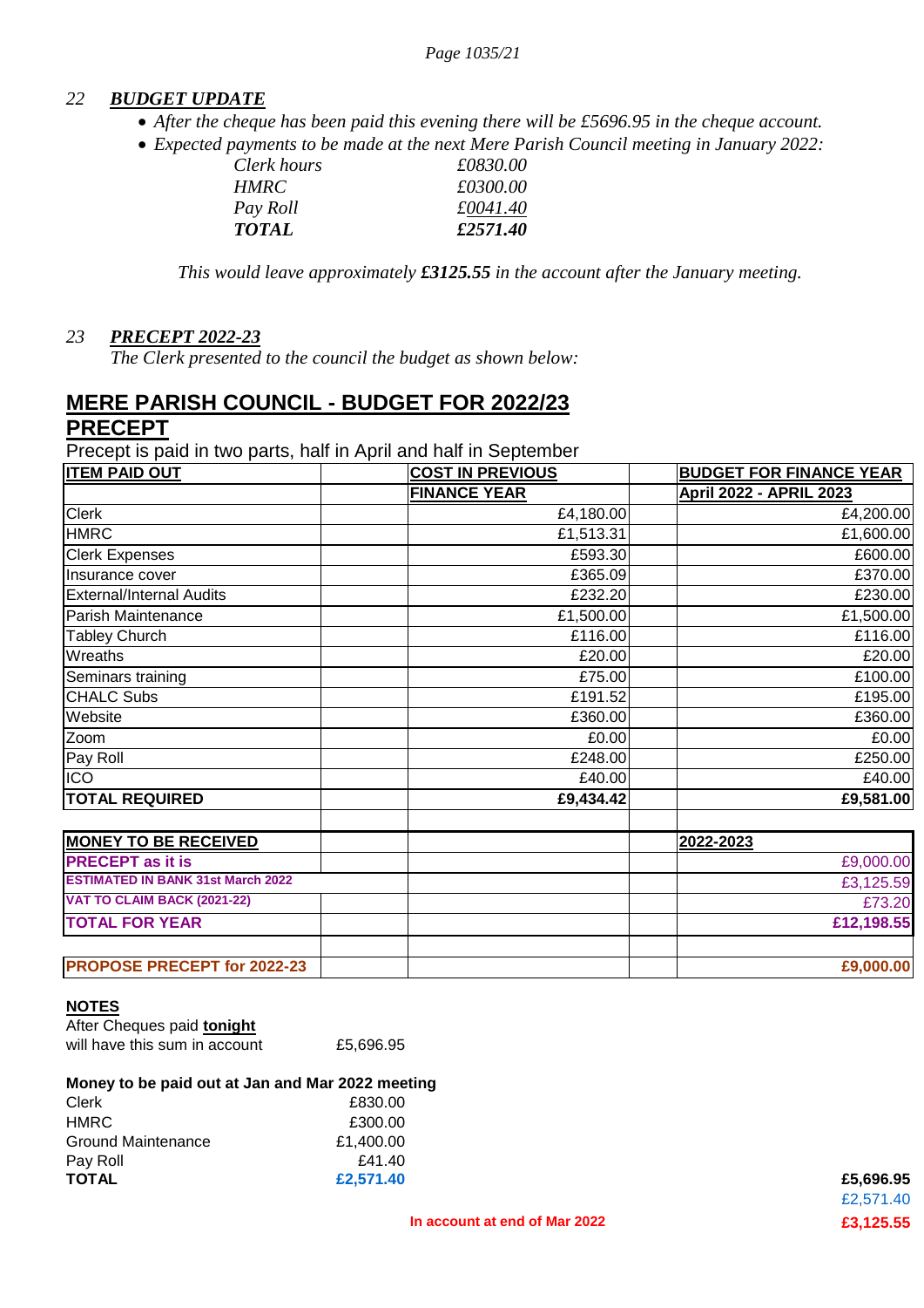*22* ***BUDGET UPDATE***

- *After the cheque has been paid this evening there will be £5696.95 in the cheque account.*
- *Expected payments to be made at the next Mere Parish Council meeting in January 2022:*

| | |
|---|---|
| *Clerk hours* | *£0830.00* |
| *HMRC* | *£0300.00* |
| *Pay Roll* | *£0041.40* |
| ***TOTAL*** | ***£2571.40*** |

*This would leave approximately **£3125.55** in the account after the January meeting.*

*23* ***PRECEPT 2022-23***

*The Clerk presented to the council the budget as shown below:*

## MERE PARISH COUNCIL - BUDGET FOR 2022/23

## PRECEPT

Precept is paid in two parts, half in April and half in September

| ITEM PAID OUT | | COST IN PREVIOUS FINANCE YEAR | | BUDGET FOR FINANCE YEAR April 2022 - APRIL 2023 |
|---|---|---|---|---|
| Clerk | | £4,180.00 | | £4,200.00 |
| HMRC | | £1,513.31 | | £1,600.00 |
| Clerk Expenses | | £593.30 | | £600.00 |
| Insurance cover | | £365.09 | | £370.00 |
| External/Internal Audits | | £232.20 | | £230.00 |
| Parish Maintenance | | £1,500.00 | | £1,500.00 |
| Tabley Church | | £116.00 | | £116.00 |
| Wreaths | | £20.00 | | £20.00 |
| Seminars training | | £75.00 | | £100.00 |
| CHALC Subs | | £191.52 | | £195.00 |
| Website | | £360.00 | | £360.00 |
| Zoom | | £0.00 | | £0.00 |
| Pay Roll | | £248.00 | | £250.00 |
| ICO | | £40.00 | | £40.00 |
| **TOTAL REQUIRED** | | **£9,434.42** | | **£9,581.00** |
| | | | | |
| **MONEY TO BE RECEIVED** | | | | **2022-2023** |
| **PRECEPT as it is** | | | | £9,000.00 |
| **ESTIMATED IN BANK 31st March 2022** | | | | £3,125.59 |
| **VAT TO CLAIM BACK (2021-22)** | | | | £73.20 |
| **TOTAL FOR YEAR** | | | | **£12,198.55** |
| | | | | |
| **PROPOSE PRECEPT for 2022-23** | | | | **£9,000.00** |

**NOTES**

After Cheques paid **tonight**
will have this sum in account £5,696.95

**Money to be paid out at Jan and Mar 2022 meeting**

| | |
|---|---|
| Clerk | £830.00 |
| HMRC | £300.00 |
| Ground Maintenance | £1,400.00 |
| Pay Roll | £41.40 |
| **TOTAL** | **£2,571.40** |

| | |
|---|---|
| | **£5,696.95** |
| | £2,571.40 |
| **In account at end of Mar 2022** | **£3,125.55** |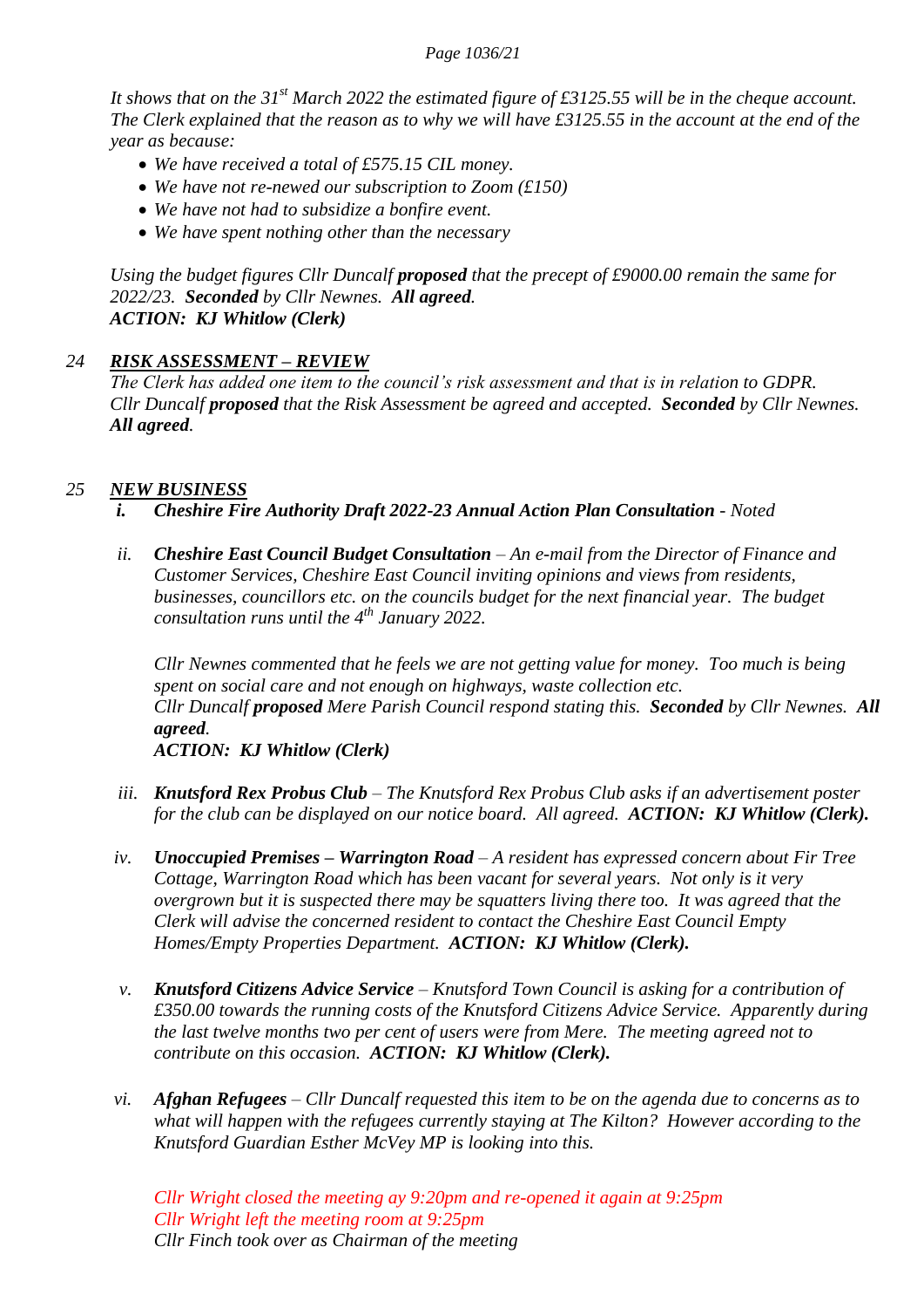*It shows that on the 31st March 2022 the estimated figure of £3125.55 will be in the cheque account. The Clerk explained that the reason as to why we will have £3125.55 in the account at the end of the year as because:*

- *We have received a total of £575.15 CIL money.*
- *We have not re-newed our subscription to Zoom (£150)*
- *We have not had to subsidize a bonfire event.*
- *We have spent nothing other than the necessary*

*Using the budget figures Cllr Duncalf **proposed** that the precept of £9000.00 remain the same for 2022/23. **Seconded** by Cllr Newnes. **All agreed**.*
***ACTION: KJ Whitlow (Clerk)***

*24* ***RISK ASSESSMENT – REVIEW***

*The Clerk has added one item to the council's risk assessment and that is in relation to GDPR. Cllr Duncalf **proposed** that the Risk Assessment be agreed and accepted. **Seconded** by Cllr Newnes. **All agreed**.*

*25* ***NEW BUSINESS***

***i. Cheshire Fire Authority Draft 2022-23 Annual Action Plan Consultation** - Noted*

***ii. Cheshire East Council Budget Consultation** – An e-mail from the Director of Finance and Customer Services, Cheshire East Council inviting opinions and views from residents, businesses, councillors etc. on the councils budget for the next financial year. The budget consultation runs until the 4th January 2022.*

*Cllr Newnes commented that he feels we are not getting value for money. Too much is being spent on social care and not enough on highways, waste collection etc.*
*Cllr Duncalf **proposed** Mere Parish Council respond stating this. **Seconded** by Cllr Newnes. **All agreed**.*
***ACTION: KJ Whitlow (Clerk)***

***iii. Knutsford Rex Probus Club** – The Knutsford Rex Probus Club asks if an advertisement poster for the club can be displayed on our notice board. All agreed. **ACTION: KJ Whitlow (Clerk).***

***iv. Unoccupied Premises – Warrington Road** – A resident has expressed concern about Fir Tree Cottage, Warrington Road which has been vacant for several years. Not only is it very overgrown but it is suspected there may be squatters living there too. It was agreed that the Clerk will advise the concerned resident to contact the Cheshire East Council Empty Homes/Empty Properties Department. **ACTION: KJ Whitlow (Clerk).***

***v. Knutsford Citizens Advice Service** – Knutsford Town Council is asking for a contribution of £350.00 towards the running costs of the Knutsford Citizens Advice Service. Apparently during the last twelve months two per cent of users were from Mere. The meeting agreed not to contribute on this occasion. **ACTION: KJ Whitlow (Clerk).***

***vi. Afghan Refugees** – Cllr Duncalf requested this item to be on the agenda due to concerns as to what will happen with the refugees currently staying at The Kilton? However according to the Knutsford Guardian Esther McVey MP is looking into this.*

*Cllr Wright closed the meeting ay 9:20pm and re-opened it again at 9:25pm*
*Cllr Wright left the meeting room at 9:25pm*
*Cllr Finch took over as Chairman of the meeting*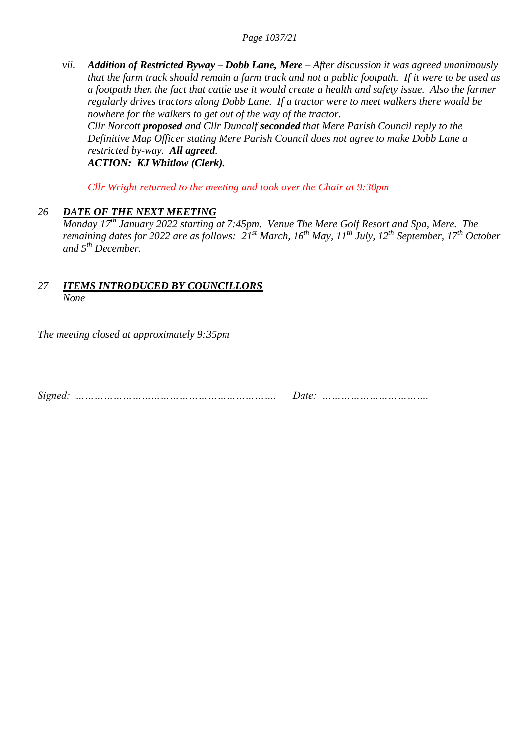vii. ***Addition of Restricted Byway – Dobb Lane, Mere*** – *After discussion it was agreed unanimously that the farm track should remain a farm track and not a public footpath. If it were to be used as a footpath then the fact that cattle use it would create a health and safety issue. Also the farmer regularly drives tractors along Dobb Lane. If a tractor were to meet walkers there would be nowhere for the walkers to get out of the way of the tractor.*
*Cllr Norcott* ***proposed*** *and Cllr Duncalf* ***seconded*** *that Mere Parish Council reply to the Definitive Map Officer stating Mere Parish Council does not agree to make Dobb Lane a restricted by-way.* ***All agreed****.*
***ACTION: KJ Whitlow (Clerk).***

*Cllr Wright returned to the meeting and took over the Chair at 9:30pm*

## *26* ***DATE OF THE NEXT MEETING***

*Monday 17th January 2022 starting at 7:45pm. Venue The Mere Golf Resort and Spa, Mere. The remaining dates for 2022 are as follows: 21st March, 16th May, 11th July, 12th September, 17th October and 5th December.*

## *27* ***ITEMS INTRODUCED BY COUNCILLORS***

*None*

*The meeting closed at approximately 9:35pm*

*Signed: ……………………………………………………. Date: …………………………….*